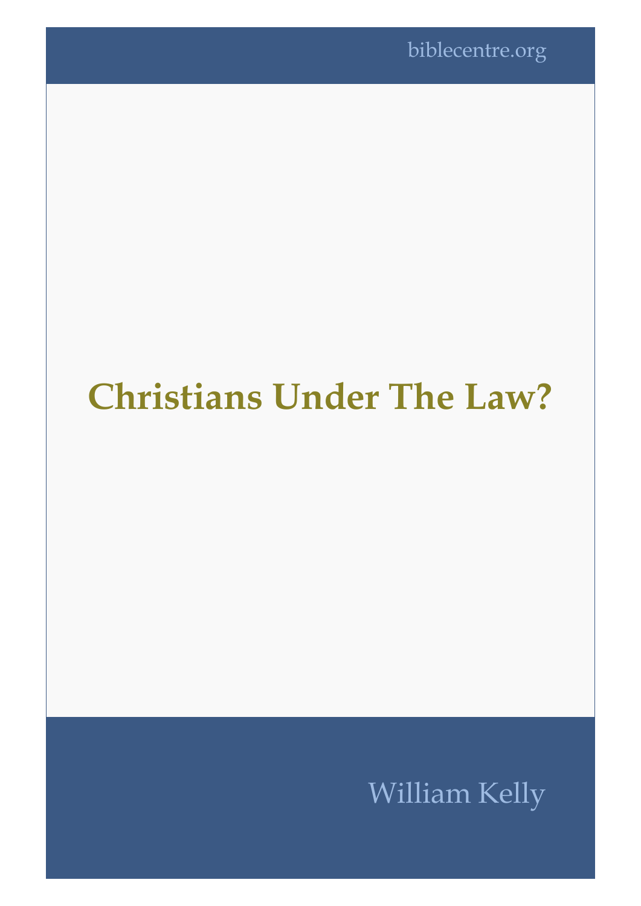biblecentre.org

# Christians Under The Law?

William Kelly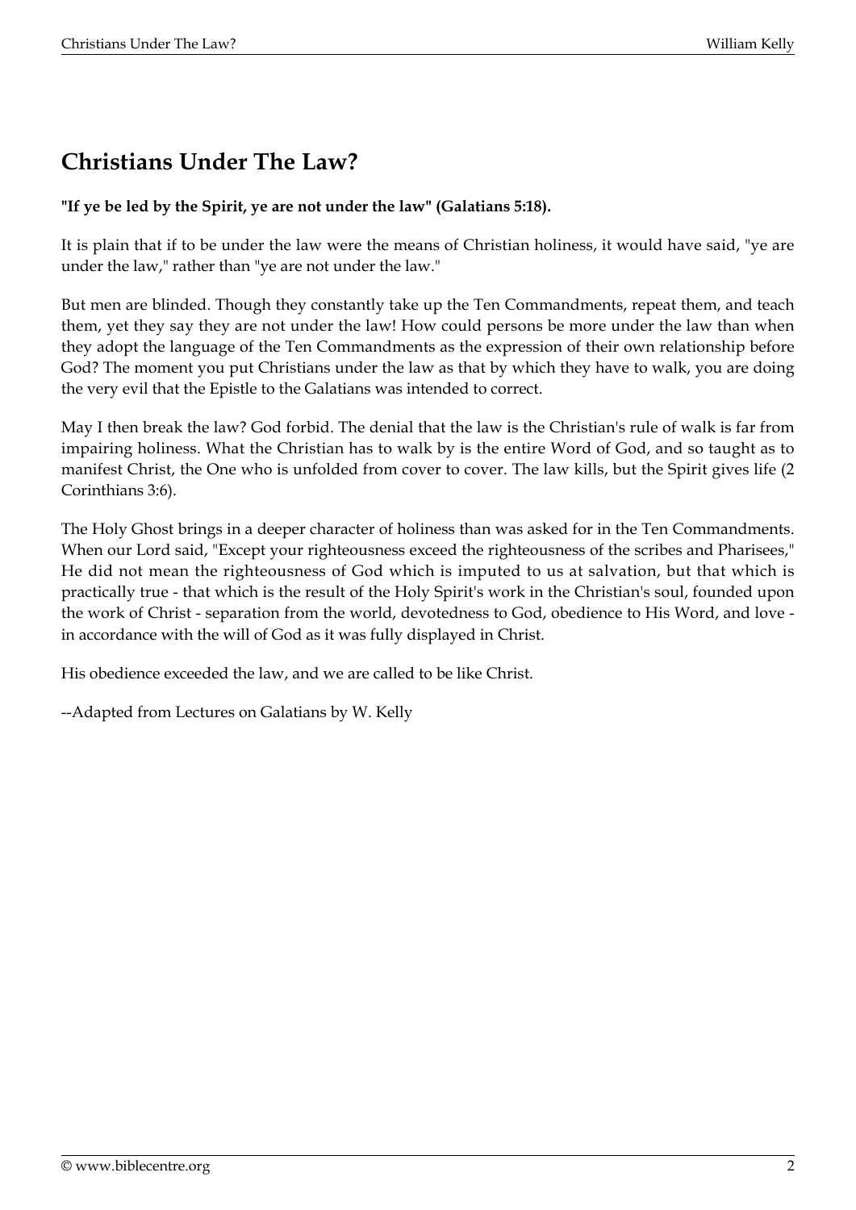# Christians Under The Law?

**"If ye be led by the Spirit, ye are not under the law" (Galatians 5:18).**

It is plain that if to be under the law were the means of Christian holiness, it would have said, "ye are under the law," rather than "ye are not under the law."

But men are blinded. Though they constantly take up the Ten Commandments, repeat them, and teach them, yet they say they are not under the law! How could persons be more under the law than when they adopt the language of the Ten Commandments as the expression of their own relationship before God? The moment you put Christians under the law as that by which they have to walk, you are doing the very evil that the Epistle to the Galatians was intended to correct.

May I then break the law? God forbid. The denial that the law is the Christian's rule of walk is far from impairing holiness. What the Christian has to walk by is the entire Word of God, and so taught as to manifest Christ, the One who is unfolded from cover to cover. The law kills, but the Spirit gives life (2 Corinthians 3:6).

The Holy Ghost brings in a deeper character of holiness than was asked for in the Ten Commandments. When our Lord said, "Except your righteousness exceed the righteousness of the scribes and Pharisees," He did not mean the righteousness of God which is imputed to us at salvation, but that which is practically true - that which is the result of the Holy Spirit's work in the Christian's soul, founded upon the work of Christ - separation from the world, devotedness to God, obedience to His Word, and love - in accordance with the will of God as it was fully displayed in Christ.

His obedience exceeded the law, and we are called to be like Christ.

--Adapted from Lectures on Galatians by W. Kelly